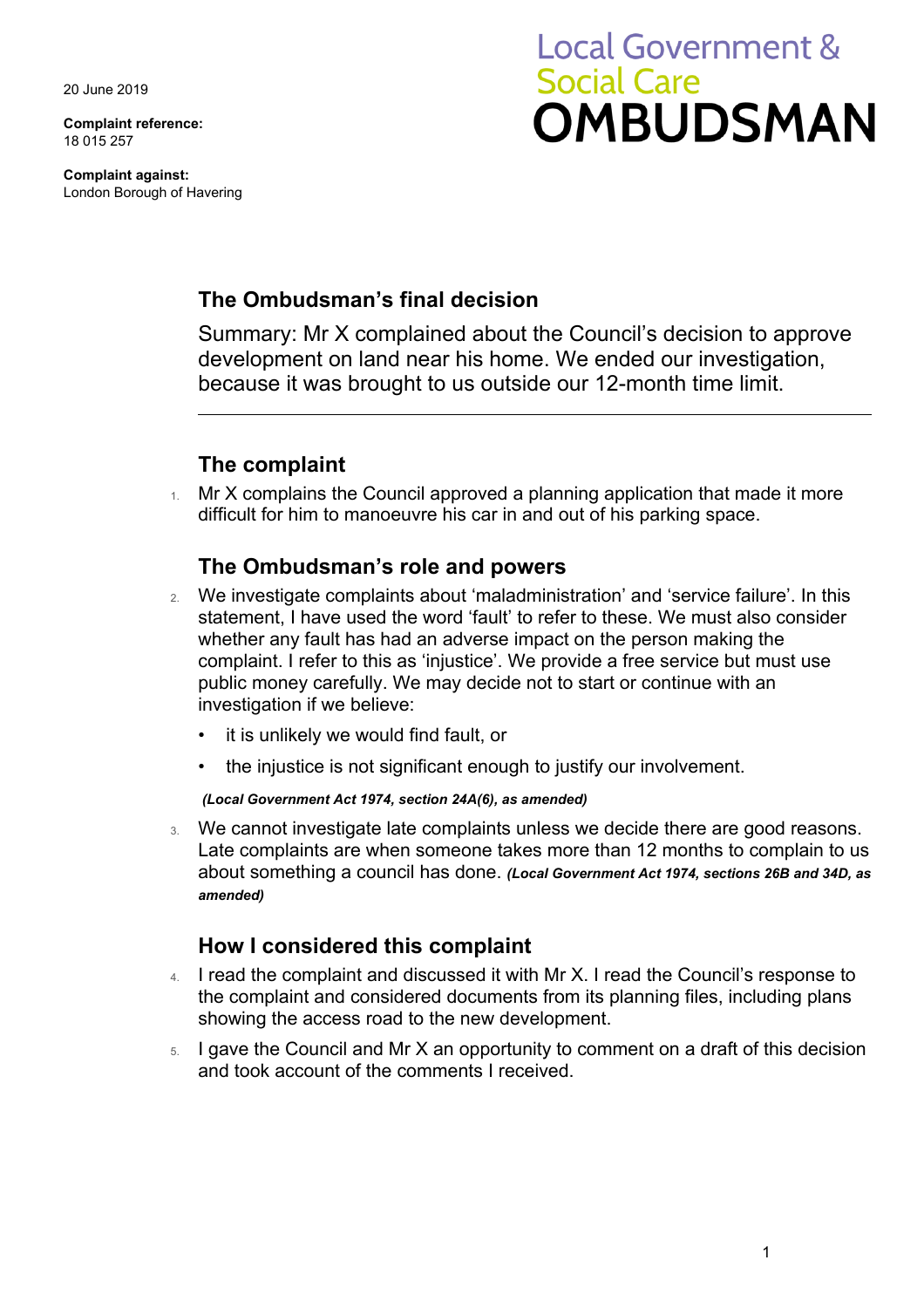20 June 2019

**Complaint reference:**
18 015 257

**Complaint against:**
London Borough of Havering

Local Government & Social Care
# OMBUDSMAN

## The Ombudsman's final decision

Summary: Mr X complained about the Council's decision to approve development on land near his home. We ended our investigation, because it was brought to us outside our 12-month time limit.

## The complaint

1. Mr X complains the Council approved a planning application that made it more difficult for him to manoeuvre his car in and out of his parking space.

## The Ombudsman's role and powers

2. We investigate complaints about 'maladministration' and 'service failure'. In this statement, I have used the word 'fault' to refer to these. We must also consider whether any fault has had an adverse impact on the person making the complaint. I refer to this as 'injustice'. We provide a free service but must use public money carefully. We may decide not to start or continue with an investigation if we believe:
   - it is unlikely we would find fault, or
   - the injustice is not significant enough to justify our involvement.

   ***(Local Government Act 1974, section 24A(6), as amended)***

3. We cannot investigate late complaints unless we decide there are good reasons. Late complaints are when someone takes more than 12 months to complain to us about something a council has done. ***(Local Government Act 1974, sections 26B and 34D, as amended)***

## How I considered this complaint

4. I read the complaint and discussed it with Mr X. I read the Council's response to the complaint and considered documents from its planning files, including plans showing the access road to the new development.
5. I gave the Council and Mr X an opportunity to comment on a draft of this decision and took account of the comments I received.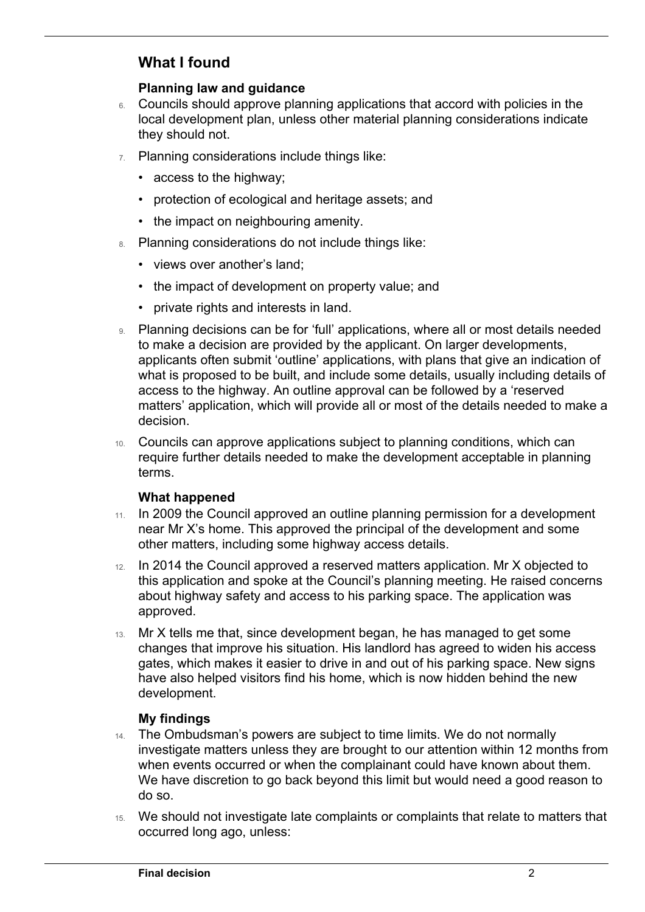## What I found

### Planning law and guidance

6. Councils should approve planning applications that accord with policies in the local development plan, unless other material planning considerations indicate they should not.
7. Planning considerations include things like:
   - access to the highway;
   - protection of ecological and heritage assets; and
   - the impact on neighbouring amenity.
8. Planning considerations do not include things like:
   - views over another's land;
   - the impact of development on property value; and
   - private rights and interests in land.
9. Planning decisions can be for 'full' applications, where all or most details needed to make a decision are provided by the applicant. On larger developments, applicants often submit 'outline' applications, with plans that give an indication of what is proposed to be built, and include some details, usually including details of access to the highway. An outline approval can be followed by a 'reserved matters' application, which will provide all or most of the details needed to make a decision.
10. Councils can approve applications subject to planning conditions, which can require further details needed to make the development acceptable in planning terms.

### What happened

11. In 2009 the Council approved an outline planning permission for a development near Mr X's home. This approved the principal of the development and some other matters, including some highway access details.
12. In 2014 the Council approved a reserved matters application. Mr X objected to this application and spoke at the Council's planning meeting. He raised concerns about highway safety and access to his parking space. The application was approved.
13. Mr X tells me that, since development began, he has managed to get some changes that improve his situation. His landlord has agreed to widen his access gates, which makes it easier to drive in and out of his parking space. New signs have also helped visitors find his home, which is now hidden behind the new development.

### My findings

14. The Ombudsman's powers are subject to time limits. We do not normally investigate matters unless they are brought to our attention within 12 months from when events occurred or when the complainant could have known about them. We have discretion to go back beyond this limit but would need a good reason to do so.
15. We should not investigate late complaints or complaints that relate to matters that occurred long ago, unless: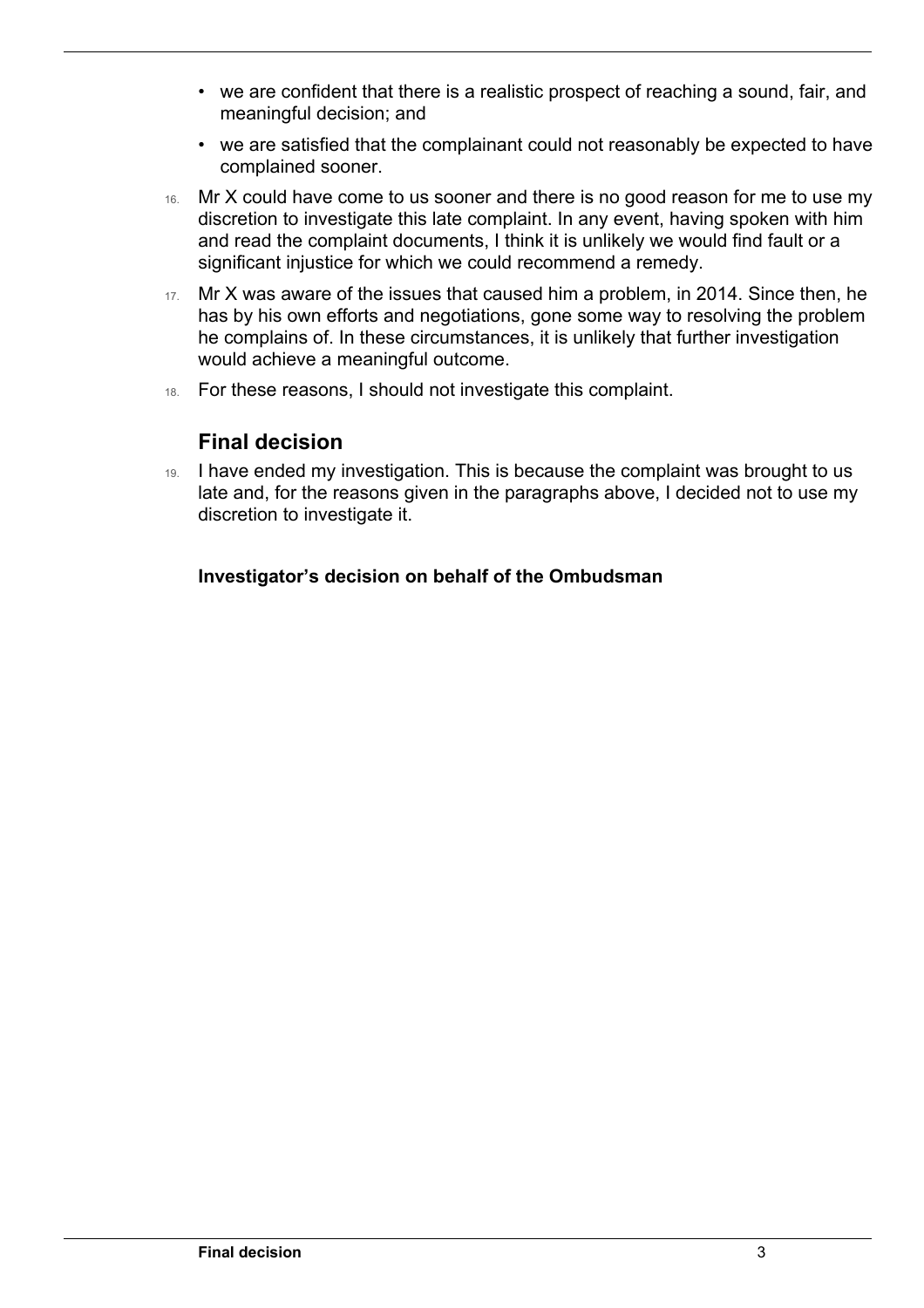- we are confident that there is a realistic prospect of reaching a sound, fair, and meaningful decision; and
- we are satisfied that the complainant could not reasonably be expected to have complained sooner.

16. Mr X could have come to us sooner and there is no good reason for me to use my discretion to investigate this late complaint. In any event, having spoken with him and read the complaint documents, I think it is unlikely we would find fault or a significant injustice for which we could recommend a remedy.

17. Mr X was aware of the issues that caused him a problem, in 2014. Since then, he has by his own efforts and negotiations, gone some way to resolving the problem he complains of. In these circumstances, it is unlikely that further investigation would achieve a meaningful outcome.

18. For these reasons, I should not investigate this complaint.

## Final decision

19. I have ended my investigation. This is because the complaint was brought to us late and, for the reasons given in the paragraphs above, I decided not to use my discretion to investigate it.

**Investigator's decision on behalf of the Ombudsman**